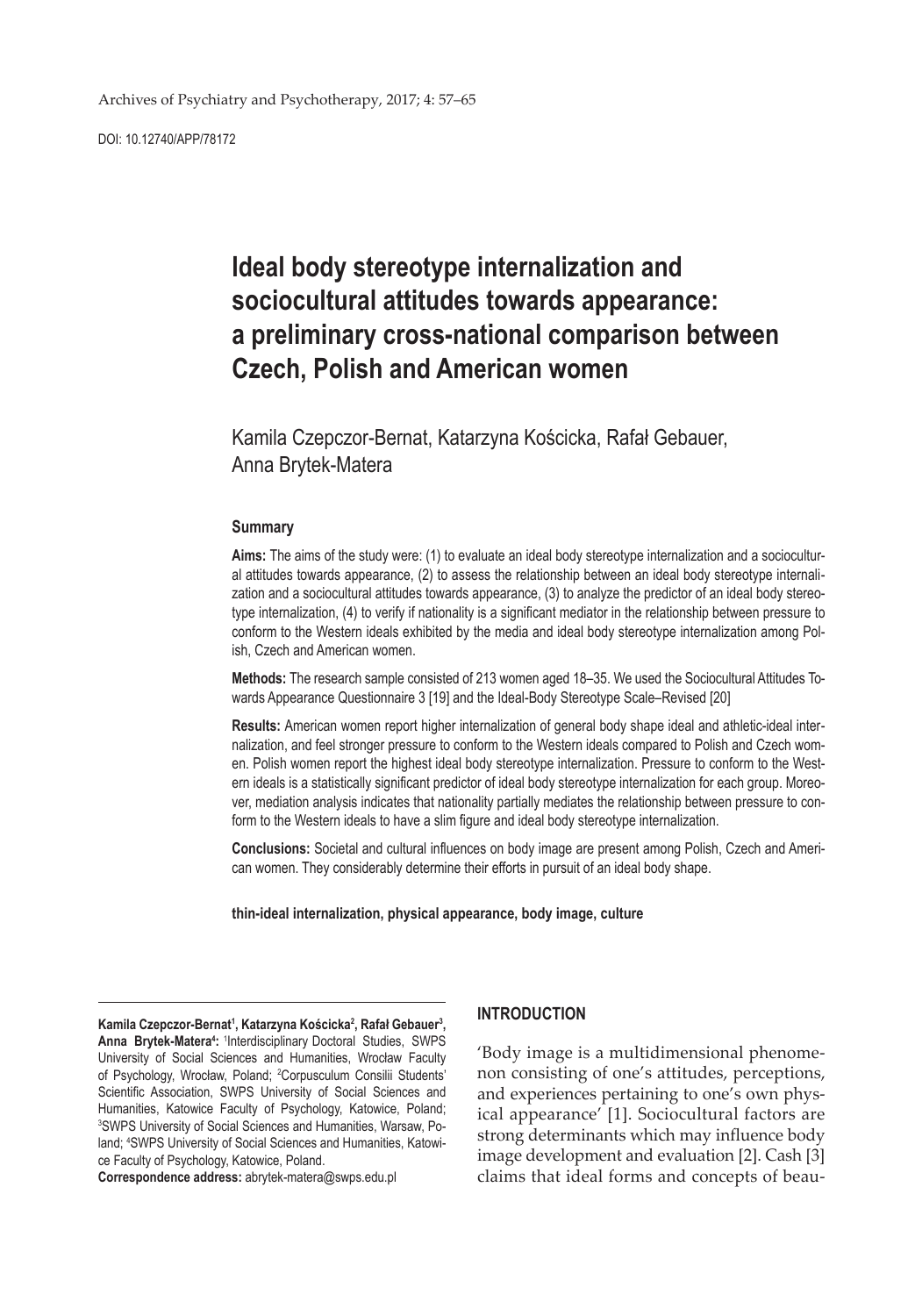Archives of Psychiatry and Psychotherapy, 2017; 4: 57–65

DOI: 10.12740/APP/78172

# Ideal body stereotype internalization and sociocultural attitudes towards appearance: a preliminary cross-national comparison between Czech, Polish and American women

Kamila Czepczor-Bernat, Katarzyna Kościcka, Rafał Gebauer, Anna Brytek-Matera

### Summary

**Aims:** The aims of the study were: (1) to evaluate an ideal body stereotype internalization and a sociocultural attitudes towards appearance, (2) to assess the relationship between an ideal body stereotype internalization and a sociocultural attitudes towards appearance, (3) to analyze the predictor of an ideal body stereotype internalization, (4) to verify if nationality is a significant mediator in the relationship between pressure to conform to the Western ideals exhibited by the media and ideal body stereotype internalization among Polish, Czech and American women.

**Methods:** The research sample consisted of 213 women aged 18–35. We used the Sociocultural Attitudes Towards Appearance Questionnaire 3 [19] and the Ideal-Body Stereotype Scale–Revised [20]

**Results:** American women report higher internalization of general body shape ideal and athletic-ideal internalization, and feel stronger pressure to conform to the Western ideals compared to Polish and Czech women. Polish women report the highest ideal body stereotype internalization. Pressure to conform to the Western ideals is a statistically significant predictor of ideal body stereotype internalization for each group. Moreover, mediation analysis indicates that nationality partially mediates the relationship between pressure to conform to the Western ideals to have a slim figure and ideal body stereotype internalization.

**Conclusions:** Societal and cultural influences on body image are present among Polish, Czech and American women. They considerably determine their efforts in pursuit of an ideal body shape.

**thin-ideal internalization, physical appearance, body image, culture**

---

**Kamila Czepczor-Bernat[1], Katarzyna Kościcka[2], Rafał Gebauer[3], Anna Brytek-Matera[4]:** [1]Interdisciplinary Doctoral Studies, SWPS University of Social Sciences and Humanities, Wrocław Faculty of Psychology, Wrocław, Poland; [2]Corpusculum Consilii Students' Scientific Association, SWPS University of Social Sciences and Humanities, Katowice Faculty of Psychology, Katowice, Poland; [3]SWPS University of Social Sciences and Humanities, Warsaw, Poland; [4]SWPS University of Social Sciences and Humanities, Katowice Faculty of Psychology, Katowice, Poland.

**Correspondence address:** abrytek-matera@swps.edu.pl

## INTRODUCTION

'Body image is a multidimensional phenomenon consisting of one's attitudes, perceptions, and experiences pertaining to one's own physical appearance' [1]. Sociocultural factors are strong determinants which may influence body image development and evaluation [2]. Cash [3] claims that ideal forms and concepts of beau-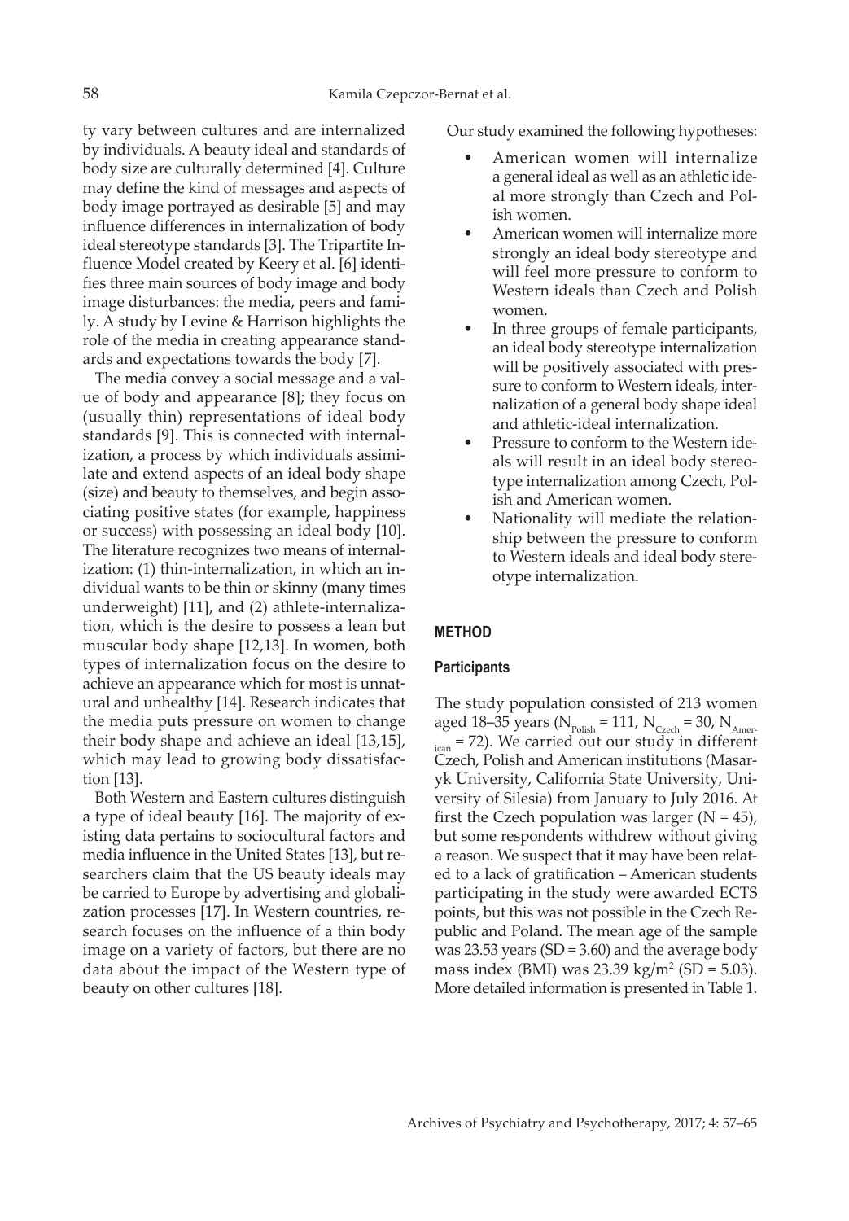ty vary between cultures and are internalized by individuals. A beauty ideal and standards of body size are culturally determined [4]. Culture may define the kind of messages and aspects of body image portrayed as desirable [5] and may influence differences in internalization of body ideal stereotype standards [3]. The Tripartite Influence Model created by Keery et al. [6] identifies three main sources of body image and body image disturbances: the media, peers and family. A study by Levine & Harrison highlights the role of the media in creating appearance standards and expectations towards the body [7].

The media convey a social message and a value of body and appearance [8]; they focus on (usually thin) representations of ideal body standards [9]. This is connected with internalization, a process by which individuals assimilate and extend aspects of an ideal body shape (size) and beauty to themselves, and begin associating positive states (for example, happiness or success) with possessing an ideal body [10]. The literature recognizes two means of internalization: (1) thin-internalization, in which an individual wants to be thin or skinny (many times underweight) [11], and (2) athlete-internalization, which is the desire to possess a lean but muscular body shape [12,13]. In women, both types of internalization focus on the desire to achieve an appearance which for most is unnatural and unhealthy [14]. Research indicates that the media puts pressure on women to change their body shape and achieve an ideal [13,15], which may lead to growing body dissatisfaction [13].

Both Western and Eastern cultures distinguish a type of ideal beauty [16]. The majority of existing data pertains to sociocultural factors and media influence in the United States [13], but researchers claim that the US beauty ideals may be carried to Europe by advertising and globalization processes [17]. In Western countries, research focuses on the influence of a thin body image on a variety of factors, but there are no data about the impact of the Western type of beauty on other cultures [18].

Our study examined the following hypotheses:

- American women will internalize a general ideal as well as an athletic ideal more strongly than Czech and Polish women.
- American women will internalize more strongly an ideal body stereotype and will feel more pressure to conform to Western ideals than Czech and Polish women.
- In three groups of female participants, an ideal body stereotype internalization will be positively associated with pressure to conform to Western ideals, internalization of a general body shape ideal and athletic-ideal internalization.
- Pressure to conform to the Western ideals will result in an ideal body stereotype internalization among Czech, Polish and American women.
- Nationality will mediate the relationship between the pressure to conform to Western ideals and ideal body stereotype internalization.

## METHOD

### Participants

The study population consisted of 213 women aged 18–35 years ($N_{Polish} = 111$, $N_{Czech} = 30$, $N_{American} = 72$). We carried out our study in different Czech, Polish and American institutions (Masaryk University, California State University, University of Silesia) from January to July 2016. At first the Czech population was larger ($N = 45$), but some respondents withdrew without giving a reason. We suspect that it may have been related to a lack of gratification – American students participating in the study were awarded ECTS points, but this was not possible in the Czech Republic and Poland. The mean age of the sample was 23.53 years ($SD = 3.60$) and the average body mass index (BMI) was 23.39 kg/m$^2$ ($SD = 5.03$). More detailed information is presented in Table 1.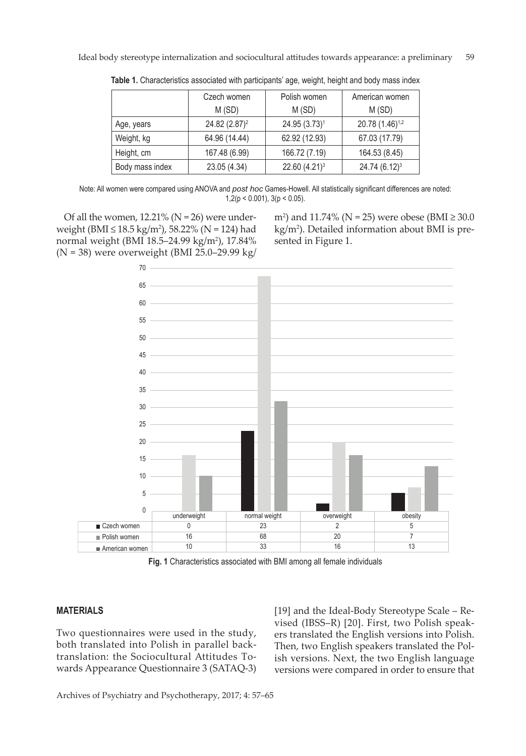**Table 1.** Characteristics associated with participants' age, weight, height and body mass index

| | Czech women M (SD) | Polish women M (SD) | American women M (SD) |
|---|---|---|---|
| Age, years | 24.82 (2.87)[2] | 24.95 (3.73)[1] | 20.78 (1.46)[1,2] |
| Weight, kg | 64.96 (14.44) | 62.92 (12.93) | 67.03 (17.79) |
| Height, cm | 167.48 (6.99) | 166.72 (7.19) | 164.53 (8.45) |
| Body mass index | 23.05 (4.34) | 22.60 (4.21)[3] | 24.74 (6.12)[3] |

Note: All women were compared using ANOVA and *post hoc* Games-Howell. All statistically significant differences are noted: 1,2($p < 0.001$), 3($p < 0.05$).

Of all the women, 12.21% (N = 26) were underweight (BMI ≤ 18.5 kg/m$^2$), 58.22% (N = 124) had normal weight (BMI 18.5–24.99 kg/m$^2$), 17.84% (N = 38) were overweight (BMI 25.0–29.99 kg/m$^2$) and 11.74% (N = 25) were obese (BMI ≥ 30.0 kg/m$^2$). Detailed information about BMI is presented in Figure 1.

| | underweight | normal weight | overweight | obesity |
|---|---|---|---|---|
| Czech women | 0 | 23 | 2 | 5 |
| Polish women | 16 | 68 | 20 | 7 |
| American women | 10 | 33 | 16 | 13 |

**Fig. 1** Characteristics associated with BMI among all female individuals

## MATERIALS

Two questionnaires were used in the study, both translated into Polish in parallel back-translation: the Sociocultural Attitudes Towards Appearance Questionnaire 3 (SATAQ-3) [19] and the Ideal-Body Stereotype Scale – Revised (IBSS–R) [20]. First, two Polish speakers translated the English versions into Polish. Then, two English speakers translated the Polish versions. Next, the two English language versions were compared in order to ensure that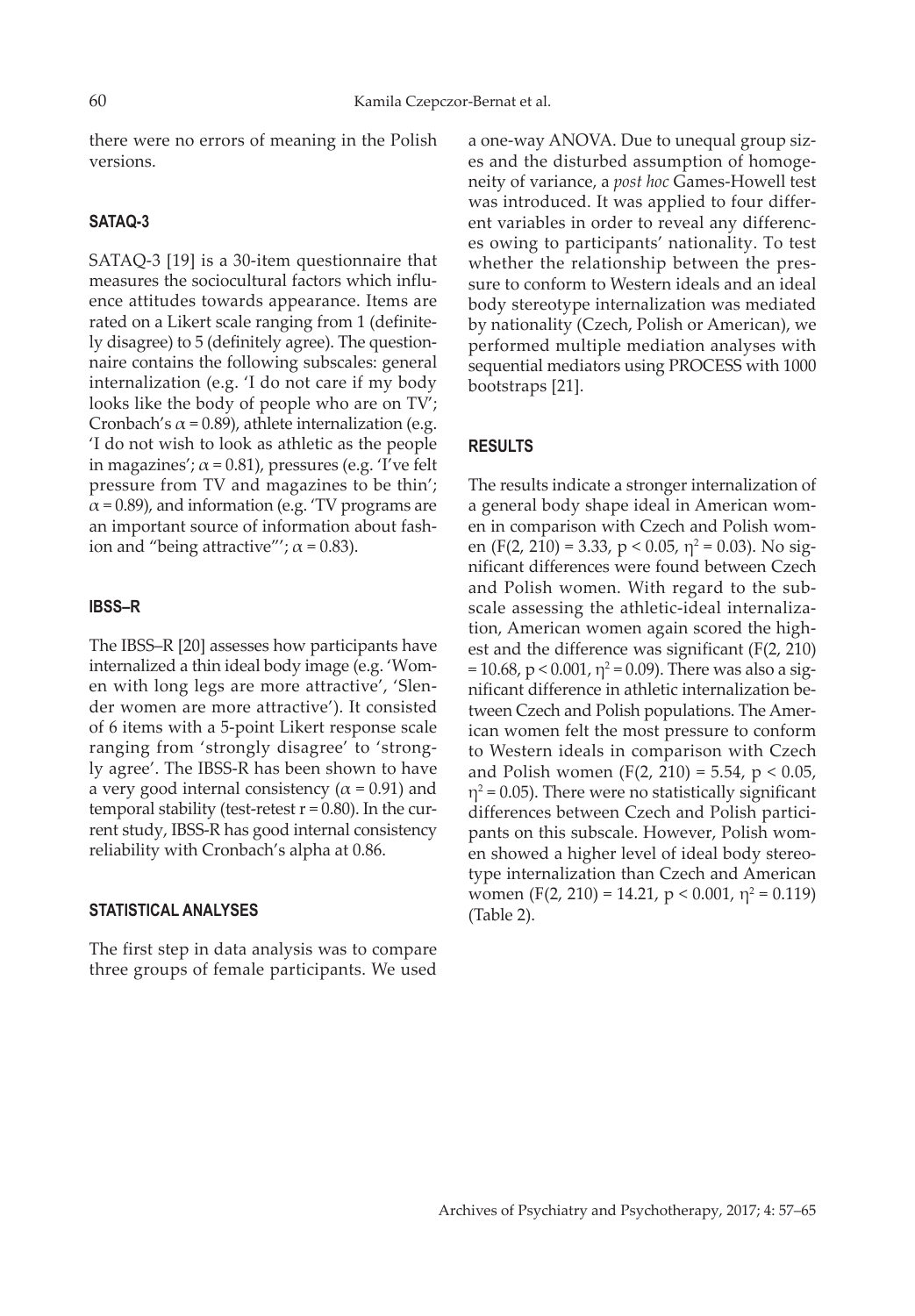there were no errors of meaning in the Polish versions.

### SATAQ-3

SATAQ-3 [19] is a 30-item questionnaire that measures the sociocultural factors which influence attitudes towards appearance. Items are rated on a Likert scale ranging from 1 (definitely disagree) to 5 (definitely agree). The questionnaire contains the following subscales: general internalization (e.g. 'I do not care if my body looks like the body of people who are on TV'; Cronbach's $\alpha = 0.89$), athlete internalization (e.g. 'I do not wish to look as athletic as the people in magazines'; $\alpha = 0.81$), pressures (e.g. 'I've felt pressure from TV and magazines to be thin'; $\alpha = 0.89$), and information (e.g. 'TV programs are an important source of information about fashion and "being attractive"'; $\alpha = 0.83$).

### IBSS–R

The IBSS–R [20] assesses how participants have internalized a thin ideal body image (e.g. 'Women with long legs are more attractive', 'Slender women are more attractive'). It consisted of 6 items with a 5-point Likert response scale ranging from 'strongly disagree' to 'strongly agree'. The IBSS-R has been shown to have a very good internal consistency ($\alpha = 0.91$) and temporal stability (test-retest $r = 0.80$). In the current study, IBSS-R has good internal consistency reliability with Cronbach's alpha at 0.86.

### STATISTICAL ANALYSES

The first step in data analysis was to compare three groups of female participants. We used a one-way ANOVA. Due to unequal group sizes and the disturbed assumption of homogeneity of variance, a *post hoc* Games-Howell test was introduced. It was applied to four different variables in order to reveal any differences owing to participants' nationality. To test whether the relationship between the pressure to conform to Western ideals and an ideal body stereotype internalization was mediated by nationality (Czech, Polish or American), we performed multiple mediation analyses with sequential mediators using PROCESS with 1000 bootstraps [21].

### RESULTS

The results indicate a stronger internalization of a general body shape ideal in American women in comparison with Czech and Polish women ($F(2, 210) = 3.33$, $p < 0.05$, $\eta^2 = 0.03$). No significant differences were found between Czech and Polish women. With regard to the subscale assessing the athletic-ideal internalization, American women again scored the highest and the difference was significant ($F(2, 210) = 10.68$, $p < 0.001$, $\eta^2 = 0.09$). There was also a significant difference in athletic internalization between Czech and Polish populations. The American women felt the most pressure to conform to Western ideals in comparison with Czech and Polish women ($F(2, 210) = 5.54$, $p < 0.05$, $\eta^2 = 0.05$). There were no statistically significant differences between Czech and Polish participants on this subscale. However, Polish women showed a higher level of ideal body stereotype internalization than Czech and American women ($F(2, 210) = 14.21$, $p < 0.001$, $\eta^2 = 0.119$) (Table 2).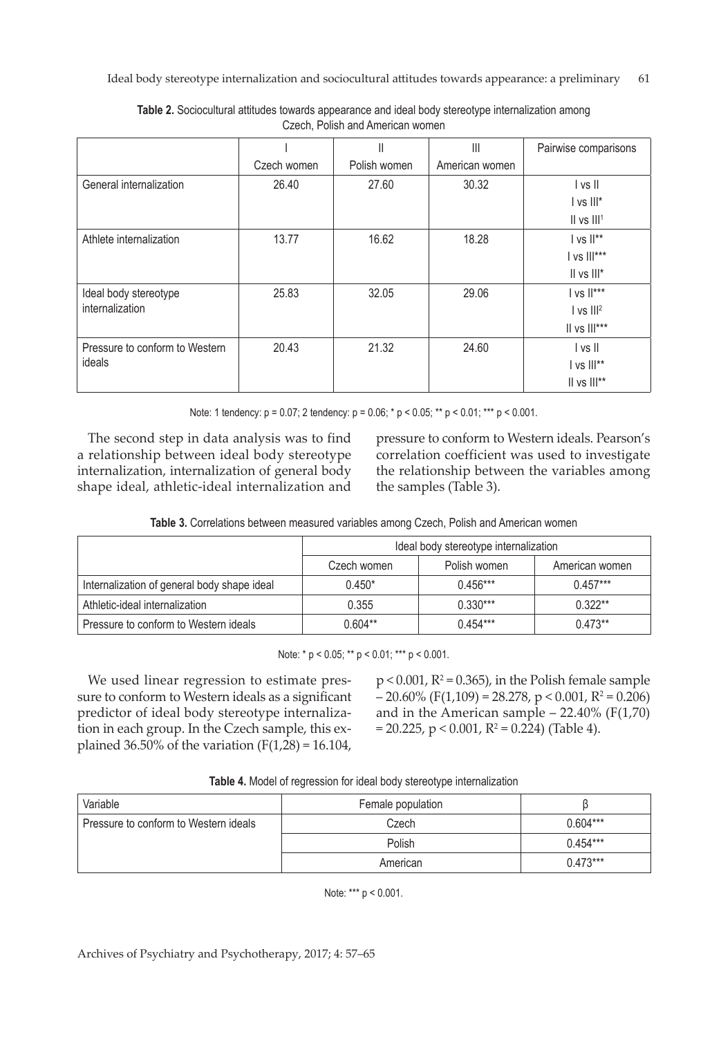**Table 2.** Sociocultural attitudes towards appearance and ideal body stereotype internalization among Czech, Polish and American women

| | I Czech women | II Polish women | III American women | Pairwise comparisons |
|---|---|---|---|---|
| General internalization | 26.40 | 27.60 | 30.32 | I vs II<br>I vs III*<br>II vs III[1] |
| Athlete internalization | 13.77 | 16.62 | 18.28 | I vs II**<br>I vs III***<br>II vs III* |
| Ideal body stereotype internalization | 25.83 | 32.05 | 29.06 | I vs II***<br>I vs III[2]<br>II vs III*** |
| Pressure to conform to Western ideals | 20.43 | 21.32 | 24.60 | I vs II<br>I vs III**<br>II vs III** |

Note: 1 tendency: $p = 0.07$; 2 tendency: $p = 0.06$; * $p < 0.05$; ** $p < 0.01$; *** $p < 0.001$.

The second step in data analysis was to find a relationship between ideal body stereotype internalization, internalization of general body shape ideal, athletic-ideal internalization and pressure to conform to Western ideals. Pearson's correlation coefficient was used to investigate the relationship between the variables among the samples (Table 3).

**Table 3.** Correlations between measured variables among Czech, Polish and American women

| | Ideal body stereotype internalization | | |
|---|---|---|---|
| | Czech women | Polish women | American women |
| Internalization of general body shape ideal | 0.450* | 0.456*** | 0.457*** |
| Athletic-ideal internalization | 0.355 | 0.330*** | 0.322** |
| Pressure to conform to Western ideals | 0.604** | 0.454*** | 0.473** |

Note: * $p < 0.05$; ** $p < 0.01$; *** $p < 0.001$.

We used linear regression to estimate pressure to conform to Western ideals as a significant predictor of ideal body stereotype internalization in each group. In the Czech sample, this explained 36.50% of the variation ($F(1,28) = 16.104$, $p < 0.001$, $R^2 = 0.365$), in the Polish female sample – 20.60% ($F(1,109) = 28.278$, $p < 0.001$, $R^2 = 0.206$) and in the American sample – 22.40% ($F(1,70) = 20.225$, $p < 0.001$, $R^2 = 0.224$) (Table 4).

**Table 4.** Model of regression for ideal body stereotype internalization

| Variable | Female population | β |
|---|---|---|
| Pressure to conform to Western ideals | Czech | 0.604*** |
| | Polish | 0.454*** |
| | American | 0.473*** |

Note: *** $p < 0.001$.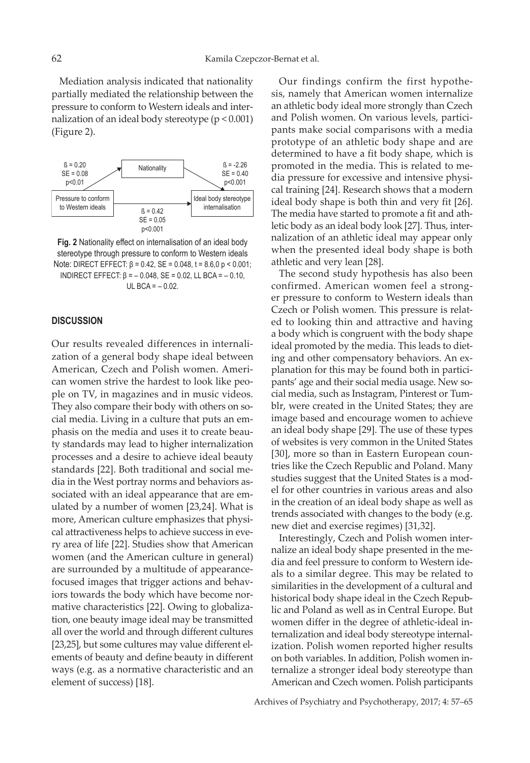Mediation analysis indicated that nationality partially mediated the relationship between the pressure to conform to Western ideals and internalization of an ideal body stereotype ($p < 0.001$) (Figure 2).

**Fig. 2** Nationality effect on internalisation of an ideal body stereotype through pressure to conform to Western ideals
Note: DIRECT EFFECT: $\beta = 0.42$, $SE = 0.048$, $t = 8.6,0$ $p < 0.001$; INDIRECT EFFECT: $\beta = -0.048$, $SE = 0.02$, LL BCA = – 0.10, UL BCA = – 0.02.

## DISCUSSION

Our results revealed differences in internalization of a general body shape ideal between American, Czech and Polish women. American women strive the hardest to look like people on TV, in magazines and in music videos. They also compare their body with others on social media. Living in a culture that puts an emphasis on the media and uses it to create beauty standards may lead to higher internalization processes and a desire to achieve ideal beauty standards [22]. Both traditional and social media in the West portray norms and behaviors associated with an ideal appearance that are emulated by a number of women [23,24]. What is more, American culture emphasizes that physical attractiveness helps to achieve success in every area of life [22]. Studies show that American women (and the American culture in general) are surrounded by a multitude of appearance-focused images that trigger actions and behaviors towards the body which have become normative characteristics [22]. Owing to globalization, one beauty image ideal may be transmitted all over the world and through different cultures [23,25], but some cultures may value different elements of beauty and define beauty in different ways (e.g. as a normative characteristic and an element of success) [18].

Our findings confirm the first hypothesis, namely that American women internalize an athletic body ideal more strongly than Czech and Polish women. On various levels, participants make social comparisons with a media prototype of an athletic body shape and are determined to have a fit body shape, which is promoted in the media. This is related to media pressure for excessive and intensive physical training [24]. Research shows that a modern ideal body shape is both thin and very fit [26]. The media have started to promote a fit and athletic body as an ideal body look [27]. Thus, internalization of an athletic ideal may appear only when the presented ideal body shape is both athletic and very lean [28].

The second study hypothesis has also been confirmed. American women feel a stronger pressure to conform to Western ideals than Czech or Polish women. This pressure is related to looking thin and attractive and having a body which is congruent with the body shape ideal promoted by the media. This leads to dieting and other compensatory behaviors. An explanation for this may be found both in participants' age and their social media usage. New social media, such as Instagram, Pinterest or Tumblr, were created in the United States; they are image based and encourage women to achieve an ideal body shape [29]. The use of these types of websites is very common in the United States [30], more so than in Eastern European countries like the Czech Republic and Poland. Many studies suggest that the United States is a model for other countries in various areas and also in the creation of an ideal body shape as well as trends associated with changes to the body (e.g. new diet and exercise regimes) [31,32].

Interestingly, Czech and Polish women internalize an ideal body shape presented in the media and feel pressure to conform to Western ideals to a similar degree. This may be related to similarities in the development of a cultural and historical body shape ideal in the Czech Republic and Poland as well as in Central Europe. But women differ in the degree of athletic-ideal internalization and ideal body stereotype internalization. Polish women reported higher results on both variables. In addition, Polish women internalize a stronger ideal body stereotype than American and Czech women. Polish participants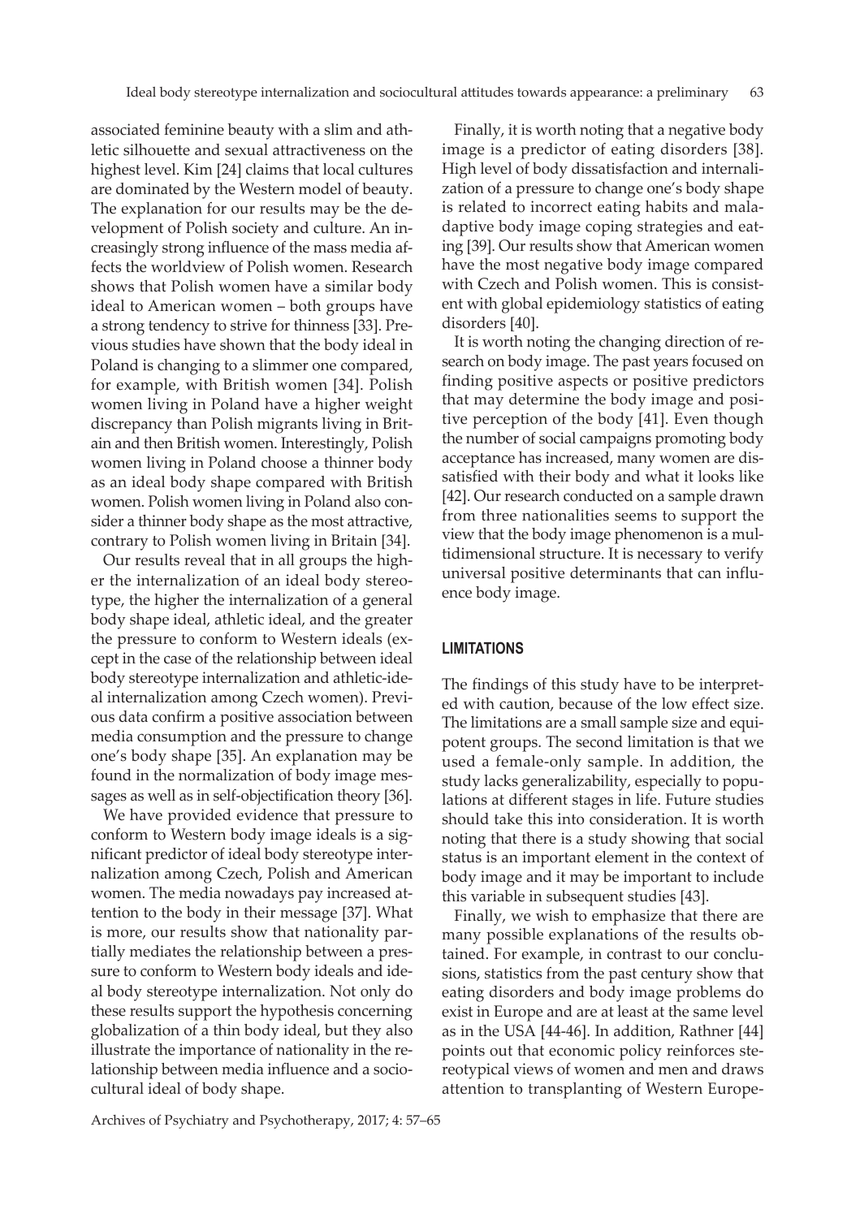associated feminine beauty with a slim and athletic silhouette and sexual attractiveness on the highest level. Kim [24] claims that local cultures are dominated by the Western model of beauty. The explanation for our results may be the development of Polish society and culture. An increasingly strong influence of the mass media affects the worldview of Polish women. Research shows that Polish women have a similar body ideal to American women – both groups have a strong tendency to strive for thinness [33]. Previous studies have shown that the body ideal in Poland is changing to a slimmer one compared, for example, with British women [34]. Polish women living in Poland have a higher weight discrepancy than Polish migrants living in Britain and then British women. Interestingly, Polish women living in Poland choose a thinner body as an ideal body shape compared with British women. Polish women living in Poland also consider a thinner body shape as the most attractive, contrary to Polish women living in Britain [34].

Our results reveal that in all groups the higher the internalization of an ideal body stereotype, the higher the internalization of a general body shape ideal, athletic ideal, and the greater the pressure to conform to Western ideals (except in the case of the relationship between ideal body stereotype internalization and athletic-ideal internalization among Czech women). Previous data confirm a positive association between media consumption and the pressure to change one's body shape [35]. An explanation may be found in the normalization of body image messages as well as in self-objectification theory [36].

We have provided evidence that pressure to conform to Western body image ideals is a significant predictor of ideal body stereotype internalization among Czech, Polish and American women. The media nowadays pay increased attention to the body in their message [37]. What is more, our results show that nationality partially mediates the relationship between a pressure to conform to Western body ideals and ideal body stereotype internalization. Not only do these results support the hypothesis concerning globalization of a thin body ideal, but they also illustrate the importance of nationality in the relationship between media influence and a sociocultural ideal of body shape.

Finally, it is worth noting that a negative body image is a predictor of eating disorders [38]. High level of body dissatisfaction and internalization of a pressure to change one's body shape is related to incorrect eating habits and maladaptive body image coping strategies and eating [39]. Our results show that American women have the most negative body image compared with Czech and Polish women. This is consistent with global epidemiology statistics of eating disorders [40].

It is worth noting the changing direction of research on body image. The past years focused on finding positive aspects or positive predictors that may determine the body image and positive perception of the body [41]. Even though the number of social campaigns promoting body acceptance has increased, many women are dissatisfied with their body and what it looks like [42]. Our research conducted on a sample drawn from three nationalities seems to support the view that the body image phenomenon is a multidimensional structure. It is necessary to verify universal positive determinants that can influence body image.

## LIMITATIONS

The findings of this study have to be interpreted with caution, because of the low effect size. The limitations are a small sample size and equipotent groups. The second limitation is that we used a female-only sample. In addition, the study lacks generalizability, especially to populations at different stages in life. Future studies should take this into consideration. It is worth noting that there is a study showing that social status is an important element in the context of body image and it may be important to include this variable in subsequent studies [43].

Finally, we wish to emphasize that there are many possible explanations of the results obtained. For example, in contrast to our conclusions, statistics from the past century show that eating disorders and body image problems do exist in Europe and are at least at the same level as in the USA [44-46]. In addition, Rathner [44] points out that economic policy reinforces stereotypical views of women and men and draws attention to transplanting of Western Europe-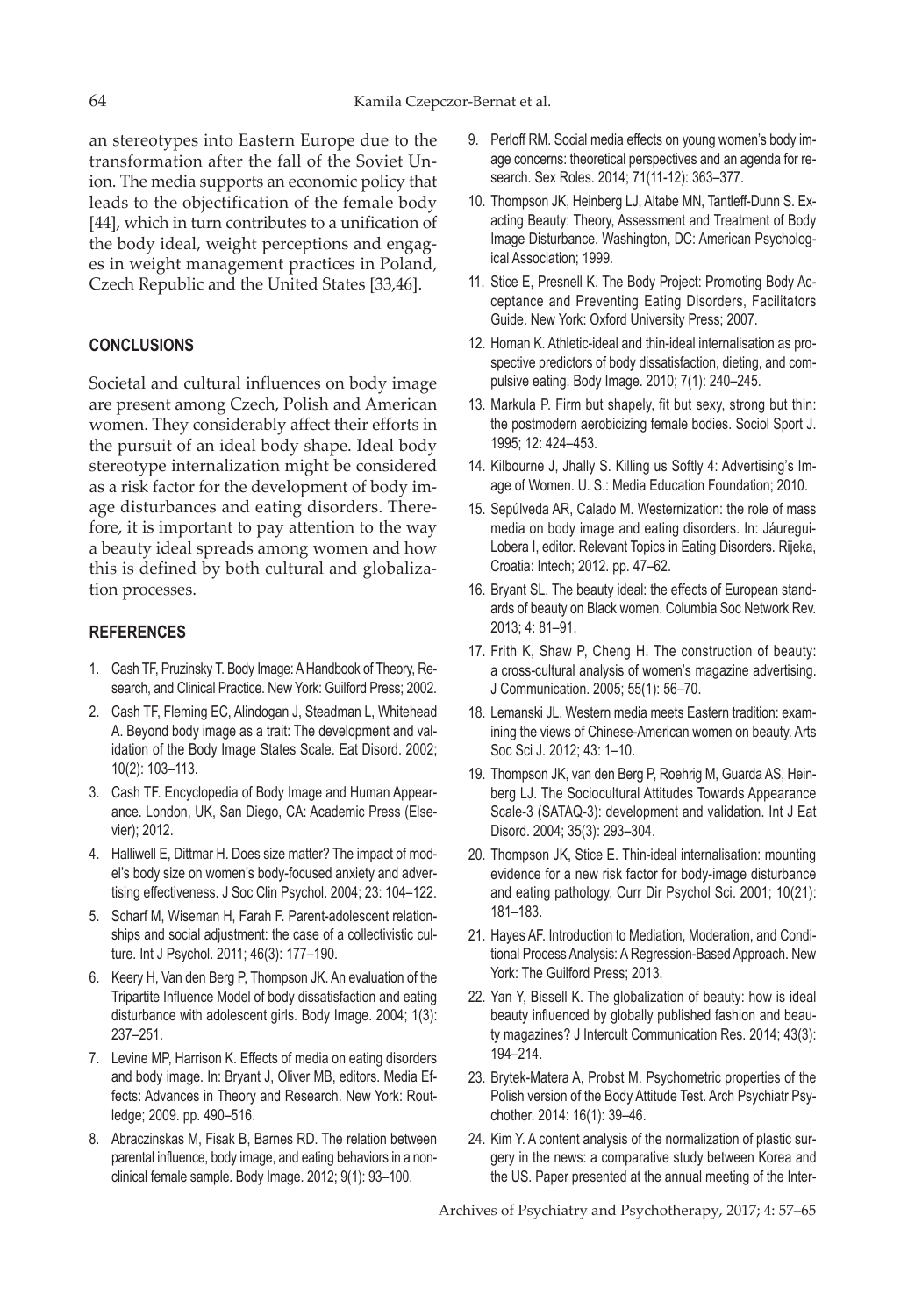an stereotypes into Eastern Europe due to the transformation after the fall of the Soviet Union. The media supports an economic policy that leads to the objectification of the female body [44], which in turn contributes to a unification of the body ideal, weight perceptions and engages in weight management practices in Poland, Czech Republic and the United States [33,46].

## CONCLUSIONS

Societal and cultural influences on body image are present among Czech, Polish and American women. They considerably affect their efforts in the pursuit of an ideal body shape. Ideal body stereotype internalization might be considered as a risk factor for the development of body image disturbances and eating disorders. Therefore, it is important to pay attention to the way a beauty ideal spreads among women and how this is defined by both cultural and globalization processes.

## REFERENCES

1. Cash TF, Pruzinsky T. Body Image: A Handbook of Theory, Research, and Clinical Practice. New York: Guilford Press; 2002.
2. Cash TF, Fleming EC, Alindogan J, Steadman L, Whitehead A. Beyond body image as a trait: The development and validation of the Body Image States Scale. Eat Disord. 2002; 10(2): 103–113.
3. Cash TF. Encyclopedia of Body Image and Human Appearance. London, UK, San Diego, CA: Academic Press (Elsevier); 2012.
4. Halliwell E, Dittmar H. Does size matter? The impact of model's body size on women's body-focused anxiety and advertising effectiveness. J Soc Clin Psychol. 2004; 23: 104–122.
5. Scharf M, Wiseman H, Farah F. Parent-adolescent relationships and social adjustment: the case of a collectivistic culture. Int J Psychol. 2011; 46(3): 177–190.
6. Keery H, Van den Berg P, Thompson JK. An evaluation of the Tripartite Influence Model of body dissatisfaction and eating disturbance with adolescent girls. Body Image. 2004; 1(3): 237–251.
7. Levine MP, Harrison K. Effects of media on eating disorders and body image. In: Bryant J, Oliver MB, editors. Media Effects: Advances in Theory and Research. New York: Routledge; 2009. pp. 490–516.
8. Abraczinskas M, Fisak B, Barnes RD. The relation between parental influence, body image, and eating behaviors in a nonclinical female sample. Body Image. 2012; 9(1): 93–100.
9. Perloff RM. Social media effects on young women's body image concerns: theoretical perspectives and an agenda for research. Sex Roles. 2014; 71(11-12): 363–377.
10. Thompson JK, Heinberg LJ, Altabe MN, Tantleff-Dunn S. Exacting Beauty: Theory, Assessment and Treatment of Body Image Disturbance. Washington, DC: American Psychological Association; 1999.
11. Stice E, Presnell K. The Body Project: Promoting Body Acceptance and Preventing Eating Disorders, Facilitators Guide. New York: Oxford University Press; 2007.
12. Homan K. Athletic-ideal and thin-ideal internalisation as prospective predictors of body dissatisfaction, dieting, and compulsive eating. Body Image. 2010; 7(1): 240–245.
13. Markula P. Firm but shapely, fit but sexy, strong but thin: the postmodern aerobicizing female bodies. Sociol Sport J. 1995; 12: 424–453.
14. Kilbourne J, Jhally S. Killing us Softly 4: Advertising's Image of Women. U. S.: Media Education Foundation; 2010.
15. Sepúlveda AR, Calado M. Westernization: the role of mass media on body image and eating disorders. In: Jáuregui-Lobera I, editor. Relevant Topics in Eating Disorders. Rijeka, Croatia: Intech; 2012. pp. 47–62.
16. Bryant SL. The beauty ideal: the effects of European standards of beauty on Black women. Columbia Soc Network Rev. 2013; 4: 81–91.
17. Frith K, Shaw P, Cheng H. The construction of beauty: a cross-cultural analysis of women's magazine advertising. J Communication. 2005; 55(1): 56–70.
18. Lemanski JL. Western media meets Eastern tradition: examining the views of Chinese-American women on beauty. Arts Soc Sci J. 2012; 43: 1–10.
19. Thompson JK, van den Berg P, Roehrig M, Guarda AS, Heinberg LJ. The Sociocultural Attitudes Towards Appearance Scale-3 (SATAQ-3): development and validation. Int J Eat Disord. 2004; 35(3): 293–304.
20. Thompson JK, Stice E. Thin-ideal internalisation: mounting evidence for a new risk factor for body-image disturbance and eating pathology. Curr Dir Psychol Sci. 2001; 10(21): 181–183.
21. Hayes AF. Introduction to Mediation, Moderation, and Conditional Process Analysis: A Regression-Based Approach. New York: The Guilford Press; 2013.
22. Yan Y, Bissell K. The globalization of beauty: how is ideal beauty influenced by globally published fashion and beauty magazines? J Intercult Communication Res. 2014; 43(3): 194–214.
23. Brytek-Matera A, Probst M. Psychometric properties of the Polish version of the Body Attitude Test. Arch Psychiatr Psychother. 2014: 16(1): 39–46.
24. Kim Y. A content analysis of the normalization of plastic surgery in the news: a comparative study between Korea and the US. Paper presented at the annual meeting of the Inter-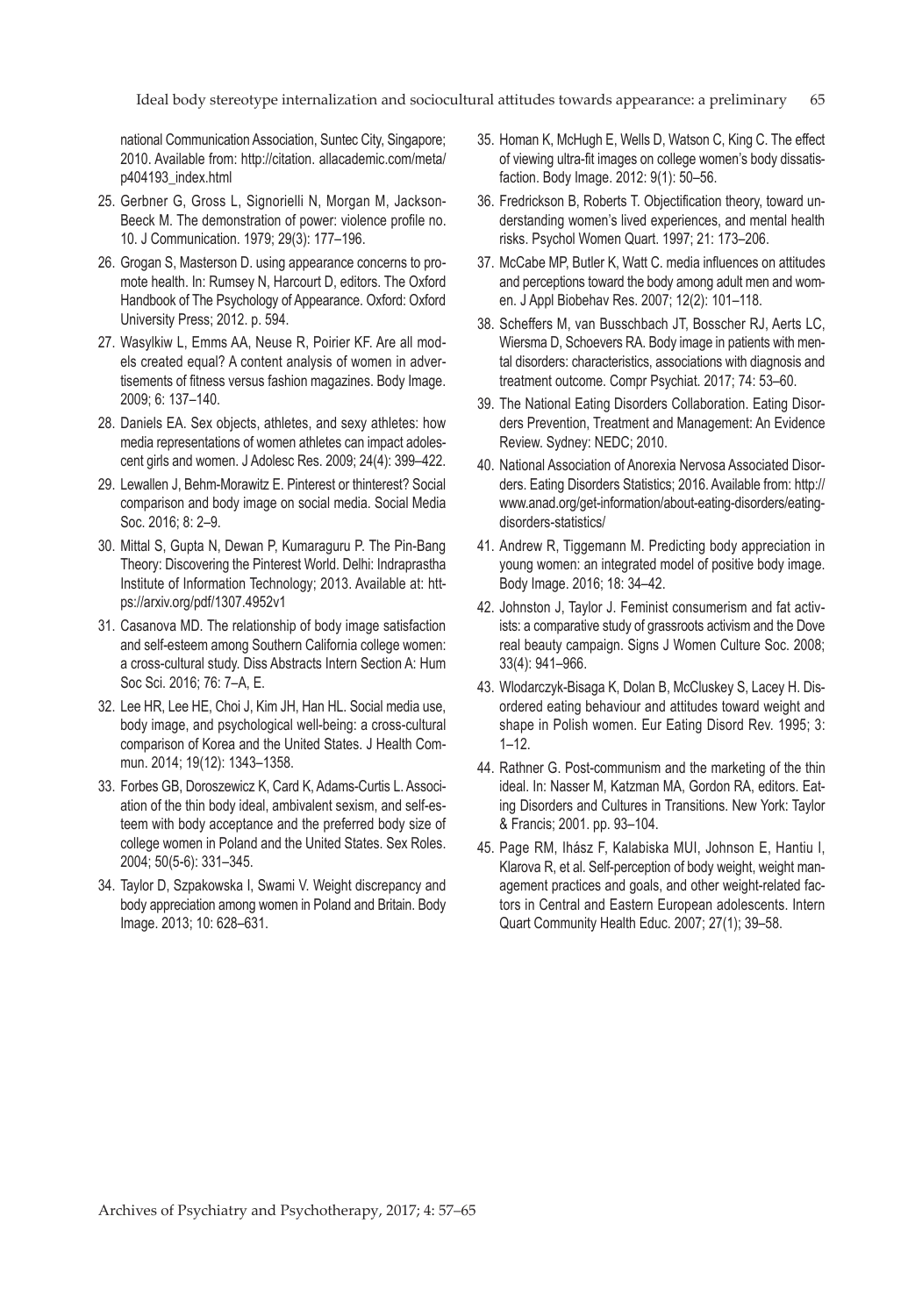national Communication Association, Suntec City, Singapore; 2010. Available from: http://citation. allacademic.com/meta/p404193_index.html

25. Gerbner G, Gross L, Signorielli N, Morgan M, Jackson-Beeck M. The demonstration of power: violence profile no. 10. J Communication. 1979; 29(3): 177–196.
26. Grogan S, Masterson D. using appearance concerns to promote health. In: Rumsey N, Harcourt D, editors. The Oxford Handbook of The Psychology of Appearance. Oxford: Oxford University Press; 2012. p. 594.
27. Wasylkiw L, Emms AA, Neuse R, Poirier KF. Are all models created equal? A content analysis of women in advertisements of fitness versus fashion magazines. Body Image. 2009; 6: 137–140.
28. Daniels EA. Sex objects, athletes, and sexy athletes: how media representations of women athletes can impact adolescent girls and women. J Adolesc Res. 2009; 24(4): 399–422.
29. Lewallen J, Behm-Morawitz E. Pinterest or thinterest? Social comparison and body image on social media. Social Media Soc. 2016; 8: 2–9.
30. Mittal S, Gupta N, Dewan P, Kumaraguru P. The Pin-Bang Theory: Discovering the Pinterest World. Delhi: Indraprastha Institute of Information Technology; 2013. Available at: https://arxiv.org/pdf/1307.4952v1
31. Casanova MD. The relationship of body image satisfaction and self-esteem among Southern California college women: a cross-cultural study. Diss Abstracts Intern Section A: Hum Soc Sci. 2016; 76: 7–A, E.
32. Lee HR, Lee HE, Choi J, Kim JH, Han HL. Social media use, body image, and psychological well-being: a cross-cultural comparison of Korea and the United States. J Health Commun. 2014; 19(12): 1343–1358.
33. Forbes GB, Doroszewicz K, Card K, Adams-Curtis L. Association of the thin body ideal, ambivalent sexism, and self-esteem with body acceptance and the preferred body size of college women in Poland and the United States. Sex Roles. 2004; 50(5-6): 331–345.
34. Taylor D, Szpakowska I, Swami V. Weight discrepancy and body appreciation among women in Poland and Britain. Body Image. 2013; 10: 628–631.
35. Homan K, McHugh E, Wells D, Watson C, King C. The effect of viewing ultra-fit images on college women's body dissatisfaction. Body Image. 2012: 9(1): 50–56.
36. Fredrickson B, Roberts T. Objectification theory, toward understanding women's lived experiences, and mental health risks. Psychol Women Quart. 1997; 21: 173–206.
37. McCabe MP, Butler K, Watt C. media influences on attitudes and perceptions toward the body among adult men and women. J Appl Biobehav Res. 2007; 12(2): 101–118.
38. Scheffers M, van Busschbach JT, Bosscher RJ, Aerts LC, Wiersma D, Schoevers RA. Body image in patients with mental disorders: characteristics, associations with diagnosis and treatment outcome. Compr Psychiat. 2017; 74: 53–60.
39. The National Eating Disorders Collaboration. Eating Disorders Prevention, Treatment and Management: An Evidence Review. Sydney: NEDC; 2010.
40. National Association of Anorexia Nervosa Associated Disorders. Eating Disorders Statistics; 2016. Available from: http://www.anad.org/get-information/about-eating-disorders/eating-disorders-statistics/
41. Andrew R, Tiggemann M. Predicting body appreciation in young women: an integrated model of positive body image. Body Image. 2016; 18: 34–42.
42. Johnston J, Taylor J. Feminist consumerism and fat activists: a comparative study of grassroots activism and the Dove real beauty campaign. Signs J Women Culture Soc. 2008; 33(4): 941–966.
43. Wlodarczyk-Bisaga K, Dolan B, McCluskey S, Lacey H. Disordered eating behaviour and attitudes toward weight and shape in Polish women. Eur Eating Disord Rev. 1995; 3: 1–12.
44. Rathner G. Post-communism and the marketing of the thin ideal. In: Nasser M, Katzman MA, Gordon RA, editors. Eating Disorders and Cultures in Transitions. New York: Taylor & Francis; 2001. pp. 93–104.
45. Page RM, Ihász F, Kalabiska MUI, Johnson E, Hantiu I, Klarova R, et al. Self-perception of body weight, weight management practices and goals, and other weight-related factors in Central and Eastern European adolescents. Intern Quart Community Health Educ. 2007; 27(1); 39–58.